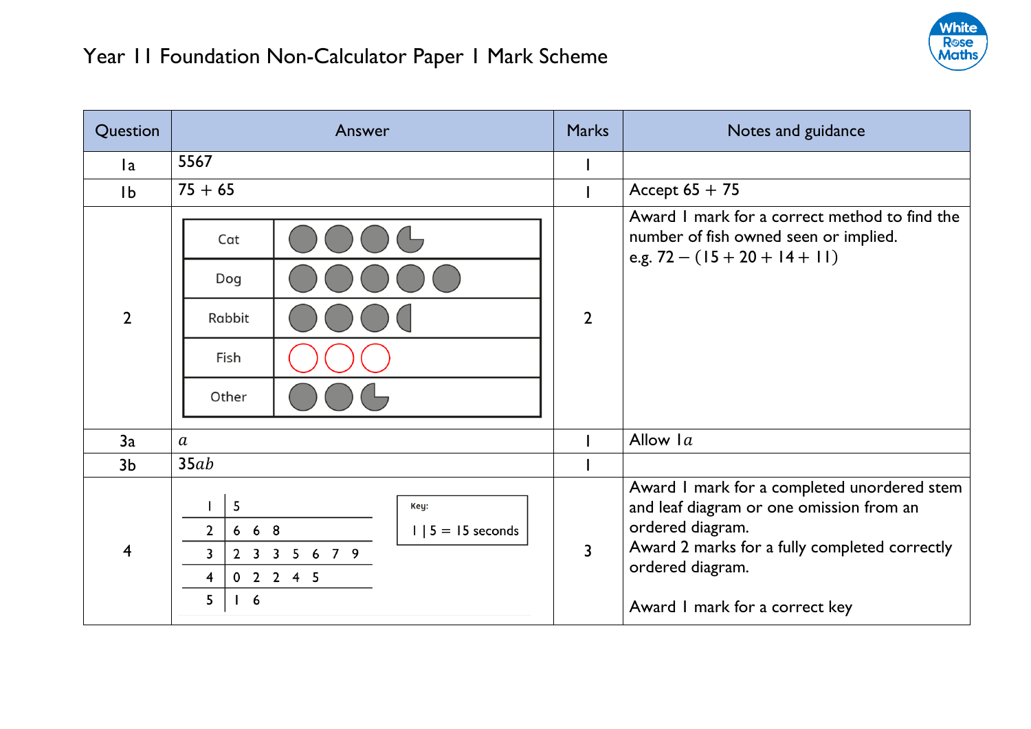# Year 11 Foundation Non-Calculator Paper 1 Mark Scheme

| Question | Answer | Marks | Notes and guidance |
|---|---|---|---|
| 1a | 5567 | 1 | |
| 1b | $75 + 65$ | 1 | Accept $65 + 75$ |
| 2 | Cat: 3 full circles and a three-quarter circle<br>Dog: 5 full circles<br>Rabbit: 3 full circles and a half circle<br>Fish: 3 circles<br>Other: 2 full circles and a three-quarter circle | 2 | Award 1 mark for a correct method to find the number of fish owned seen or implied.<br>e.g. $72 - (15 + 20 + 14 + 11)$ |
| 3a | $a$ | 1 | Allow $1a$ |
| 3b | $35ab$ | 1 | |
| 4 | 1 \| 5<br>2 \| 6 6 8<br>3 \| 2 3 3 5 6 7 9<br>4 \| 0 2 2 4 5<br>5 \| 1 6<br><br>Key: 1 \| 5 = 15 seconds | 3 | Award 1 mark for a completed unordered stem and leaf diagram or one omission from an ordered diagram.<br>Award 2 marks for a fully completed correctly ordered diagram.<br><br>Award 1 mark for a correct key |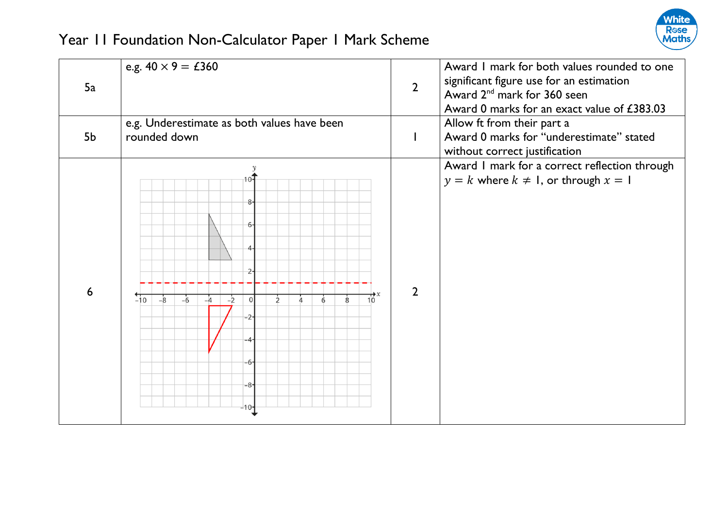# Year 11 Foundation Non-Calculator Paper 1 Mark Scheme

| | | | |
|---|---|---|---|
| 5a | e.g. $40 \times 9 = £360$ | 2 | Award 1 mark for both values rounded to one significant figure use for an estimation<br>Award 2nd mark for 360 seen<br>Award 0 marks for an exact value of £383.03 |
| 5b | e.g. Underestimate as both values have been rounded down | 1 | Allow ft from their part a<br>Award 0 marks for "underestimate" stated without correct justification |
| 6 | | 2 | Award 1 mark for a correct reflection through $y = k$ where $k \neq 1$, or through $x = 1$ |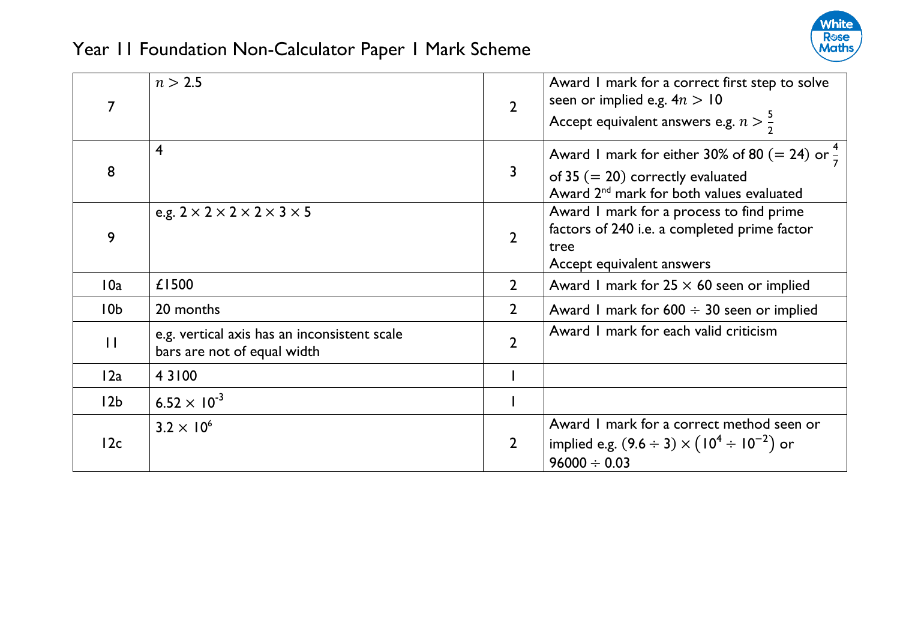# Year 11 Foundation Non-Calculator Paper 1 Mark Scheme

| | | | |
|---|---|---|---|
| 7 | $n > 2.5$ | 2 | Award 1 mark for a correct first step to solve seen or implied e.g. $4n > 10$<br>Accept equivalent answers e.g. $n > \frac{5}{2}$ |
| 8 | 4 | 3 | Award 1 mark for either 30% of 80 ($= 24$) or $\frac{4}{7}$ of 35 ($= 20$) correctly evaluated<br>Award 2nd mark for both values evaluated |
| 9 | e.g. $2 \times 2 \times 2 \times 2 \times 3 \times 5$ | 2 | Award 1 mark for a process to find prime factors of 240 i.e. a completed prime factor tree<br>Accept equivalent answers |
| 10a | £1500 | 2 | Award 1 mark for $25 \times 60$ seen or implied |
| 10b | 20 months | 2 | Award 1 mark for $600 \div 30$ seen or implied |
| 11 | e.g. vertical axis has an inconsistent scale<br>bars are not of equal width | 2 | Award 1 mark for each valid criticism |
| 12a | 4 3100 | 1 | |
| 12b | $6.52 \times 10^{-3}$ | 1 | |
| 12c | $3.2 \times 10^{6}$ | 2 | Award 1 mark for a correct method seen or implied e.g. $(9.6 \div 3) \times (10^4 \div 10^{-2})$ or $96000 \div 0.03$ |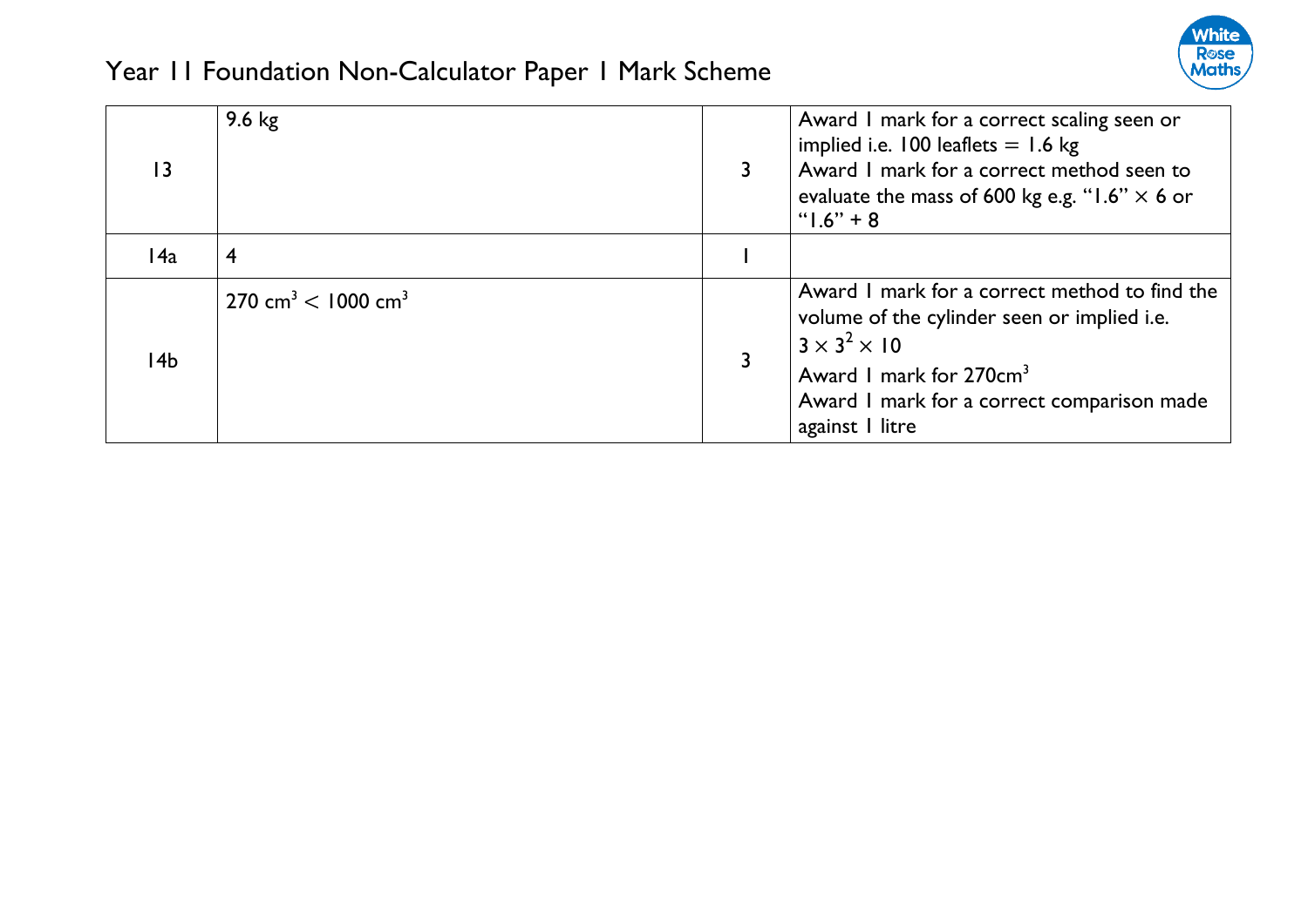# Year 11 Foundation Non-Calculator Paper 1 Mark Scheme

| | | | |
|---|---|---|---|
| 13 | 9.6 kg | 3 | Award 1 mark for a correct scaling seen or implied i.e. 100 leaflets = 1.6 kg<br>Award 1 mark for a correct method seen to evaluate the mass of 600 kg e.g. "1.6" $\times$ 6 or "1.6" + 8 |
| 14a | 4 | 1 | |
| 14b | $270 \text{ cm}^3 < 1000 \text{ cm}^3$ | 3 | Award 1 mark for a correct method to find the volume of the cylinder seen or implied i.e. $3 \times 3^2 \times 10$<br>Award 1 mark for $270\text{cm}^3$<br>Award 1 mark for a correct comparison made against 1 litre |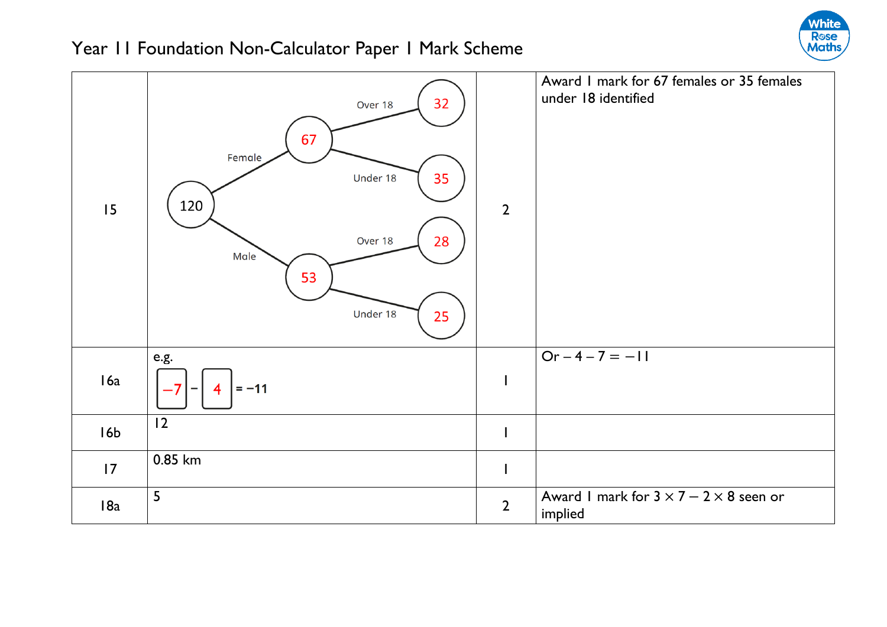# Year 11 Foundation Non-Calculator Paper 1 Mark Scheme

| | | | |
|---|---|---|---|
| 15 | Tree diagram: 120 → Female 67 (Over 18: 32, Under 18: 35); Male 53 (Over 18: 28, Under 18: 25) | 2 | Award 1 mark for 67 females or 35 females under 18 identified |
| 16a | e.g. $-7 - 4 = -11$ | 1 | Or $-4 - 7 = -11$ |
| 16b | 12 | 1 | |
| 17 | 0.85 km | 1 | |
| 18a | 5 | 2 | Award 1 mark for $3 \times 7 - 2 \times 8$ seen or implied |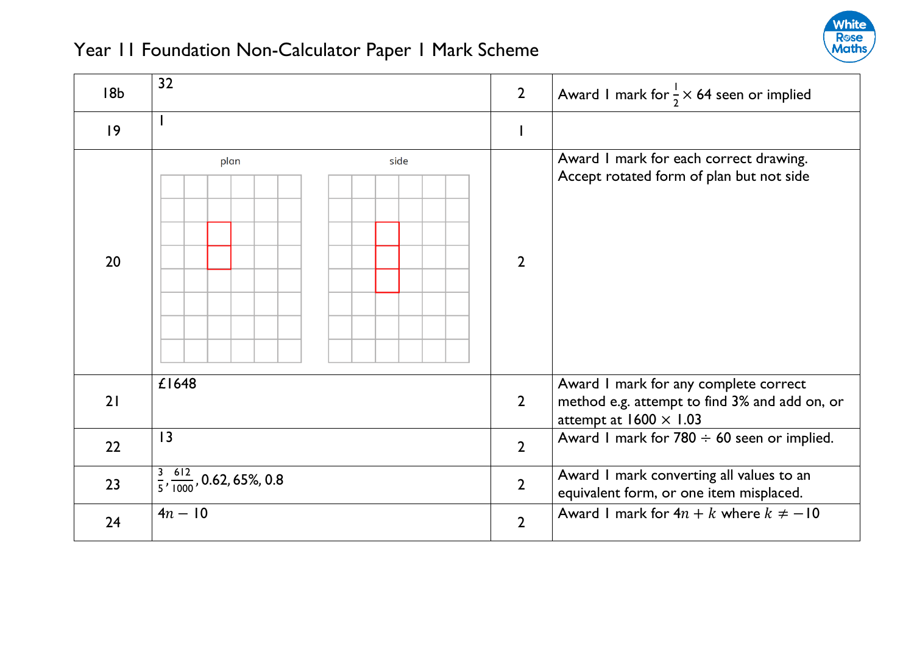# Year 11 Foundation Non-Calculator Paper 1 Mark Scheme

| | | | |
|---|---|---|---|
| 18b | 32 | 2 | Award 1 mark for $\frac{1}{2} \times 64$ seen or implied |
| 19 | 1 | 1 | |
| 20 | plan side | 2 | Award 1 mark for each correct drawing. Accept rotated form of plan but not side |
| 21 | £1648 | 2 | Award 1 mark for any complete correct method e.g. attempt to find 3% and add on, or attempt at $1600 \times 1.03$ |
| 22 | 13 | 2 | Award 1 mark for $780 \div 60$ seen or implied. |
| 23 | $\frac{3}{5}, \frac{612}{1000}, 0.62, 65\%, 0.8$ | 2 | Award 1 mark converting all values to an equivalent form, or one item misplaced. |
| 24 | $4n - 10$ | 2 | Award 1 mark for $4n + k$ where $k \neq -10$ |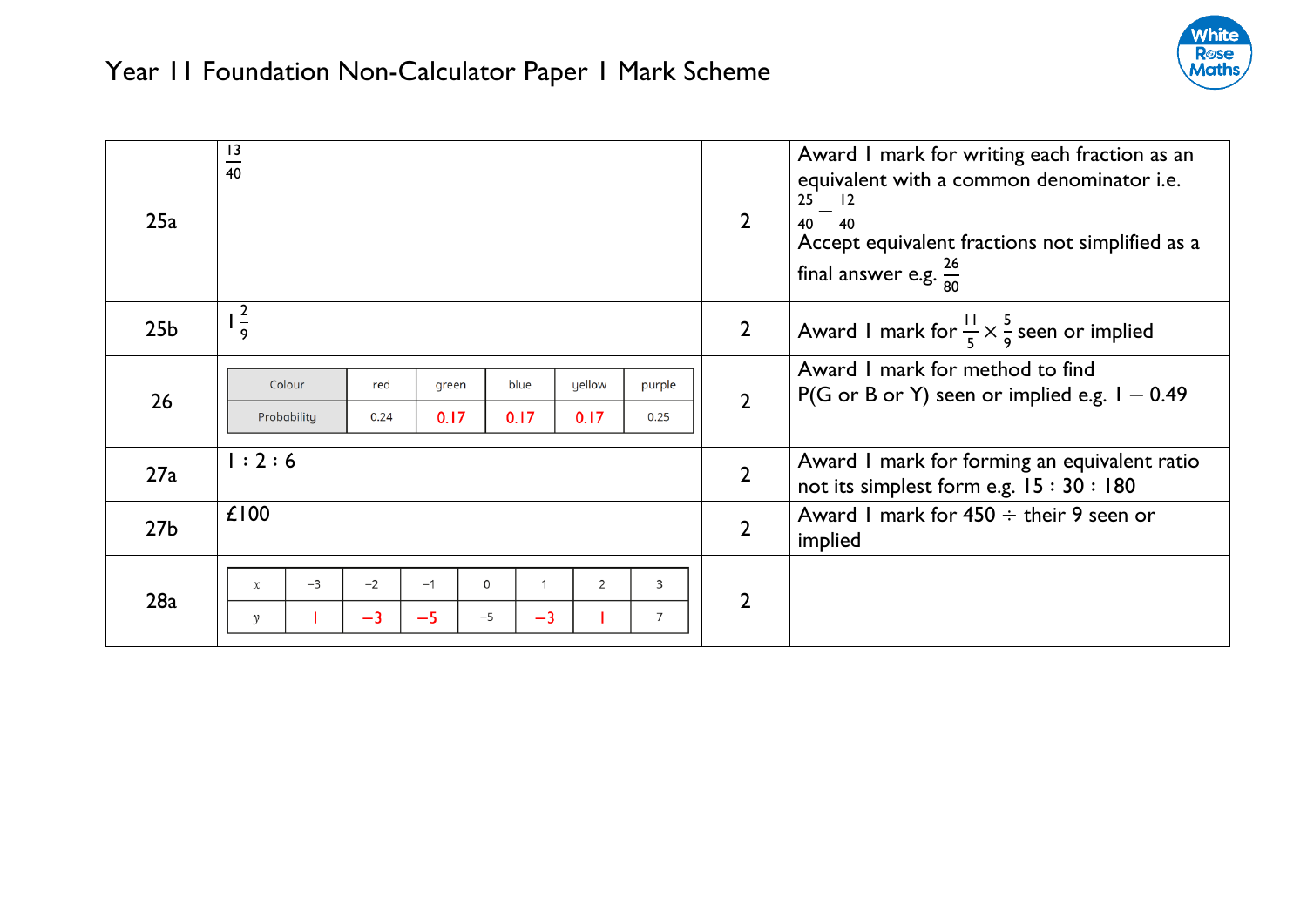# Year 11 Foundation Non-Calculator Paper 1 Mark Scheme

| Question | Answer | Marks | Guidance |
|---|---|---|---|
| 25a | $\frac{13}{40}$ | 2 | Award 1 mark for writing each fraction as an equivalent with a common denominator i.e. $\frac{25}{40} - \frac{12}{40}$ Accept equivalent fractions not simplified as a final answer e.g. $\frac{26}{80}$ |
| 25b | $1\frac{2}{9}$ | 2 | Award 1 mark for $\frac{11}{5} \times \frac{5}{9}$ seen or implied |
| 26 | Colour: red, green, blue, yellow, purple; Probability: 0.24, 0.17, 0.17, 0.17, 0.25 | 2 | Award 1 mark for method to find P(G or B or Y) seen or implied e.g. $1 - 0.49$ |
| 27a | 1 : 2 : 6 | 2 | Award 1 mark for forming an equivalent ratio not its simplest form e.g. 15 : 30 : 180 |
| 27b | £100 | 2 | Award 1 mark for 450 ÷ their 9 seen or implied |
| 28a | $x$: −3, −2, −1, 0, 1, 2, 3; $y$: 1, −3, −5, −5, −3, 1, 7 | 2 | |

Table for 26:

| Colour | red | green | blue | yellow | purple |
|---|---|---|---|---|---|
| Probability | 0.24 | 0.17 | 0.17 | 0.17 | 0.25 |

Table for 28a:

| $x$ | −3 | −2 | −1 | 0 | 1 | 2 | 3 |
|---|---|---|---|---|---|---|---|
| $y$ | 1 | −3 | −5 | −5 | −3 | 1 | 7 |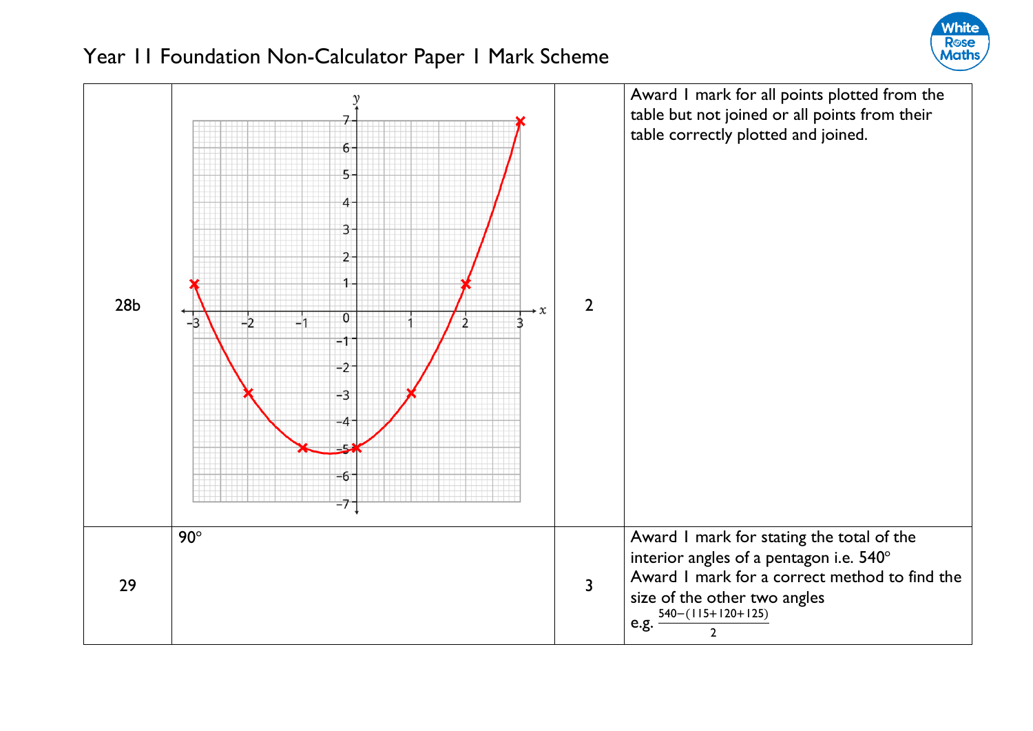# Year 11 Foundation Non-Calculator Paper 1 Mark Scheme

| Question | Answer | Marks | Guidance |
| --- | --- | --- | --- |
| 28b | | 2 | Award 1 mark for all points plotted from the table but not joined or all points from their table correctly plotted and joined. |
| 29 | 90° | 3 | Award 1 mark for stating the total of the interior angles of a pentagon i.e. 540°<br>Award 1 mark for a correct method to find the size of the other two angles<br>e.g. $\frac{540-(115+120+125)}{2}$ |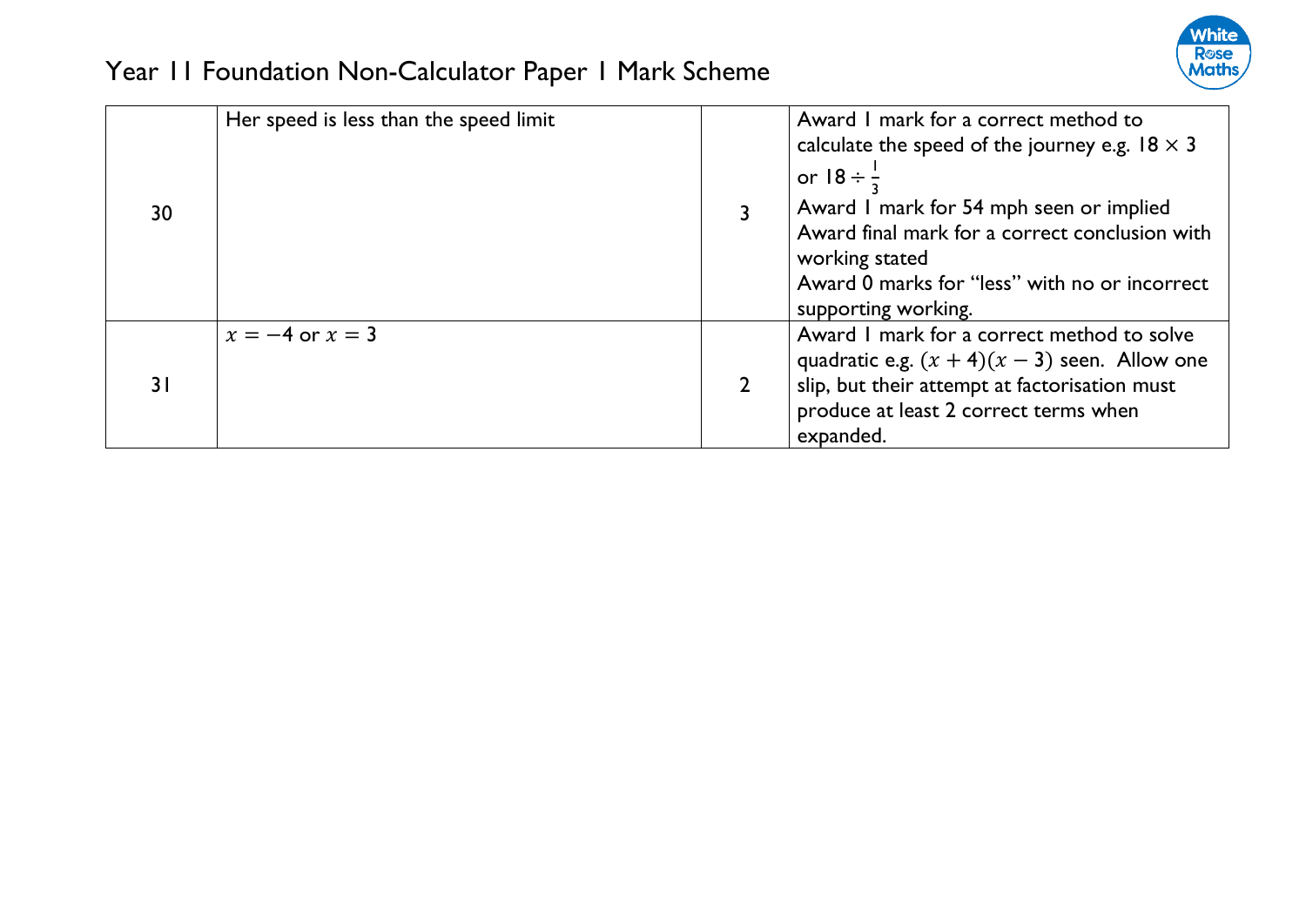# Year 11 Foundation Non-Calculator Paper 1 Mark Scheme

| | | | |
|---|---|---|---|
| 30 | Her speed is less than the speed limit | 3 | Award 1 mark for a correct method to calculate the speed of the journey e.g. $18 \times 3$ or $18 \div \frac{1}{3}$<br>Award 1 mark for 54 mph seen or implied<br>Award final mark for a correct conclusion with working stated<br>Award 0 marks for "less" with no or incorrect supporting working. |
| 31 | $x = -4$ or $x = 3$ | 2 | Award 1 mark for a correct method to solve quadratic e.g. $(x + 4)(x - 3)$ seen. Allow one slip, but their attempt at factorisation must produce at least 2 correct terms when expanded. |